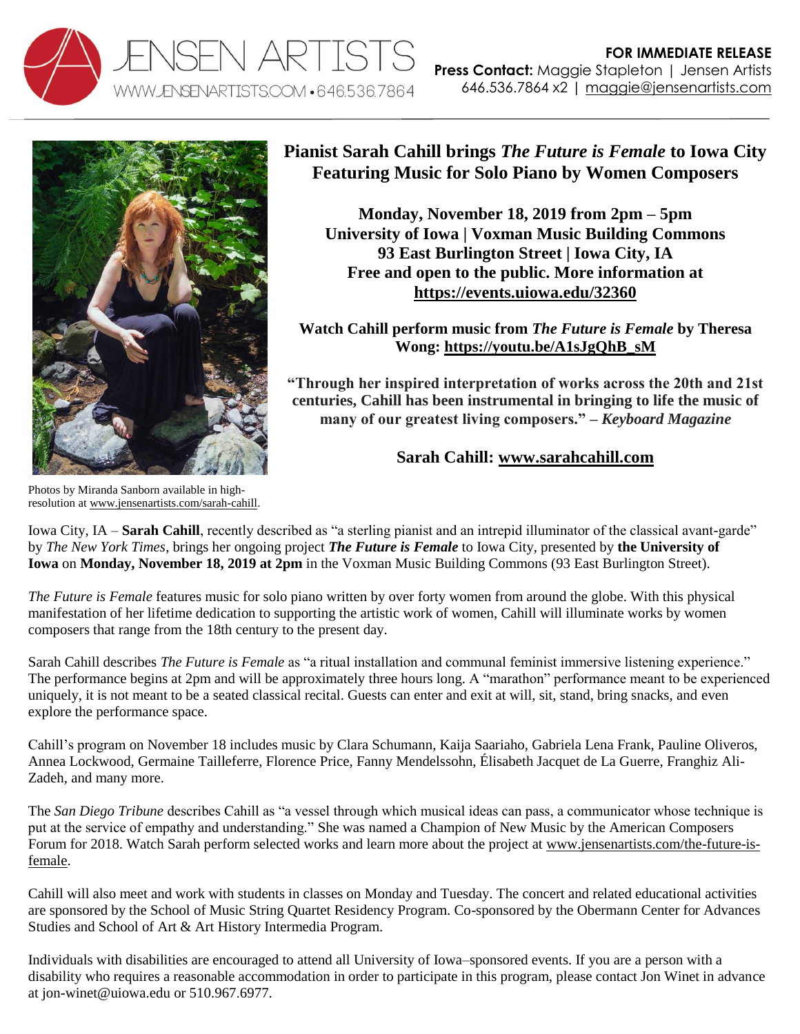JENSEN ARTISTS
WWW.JENSENARTISTS.COM • 646.536.7864

**FOR IMMEDIATE RELEASE**
**Press Contact:** Maggie Stapleton | Jensen Artists
646.536.7864 x2 | maggie@jensenartists.com

# Pianist Sarah Cahill brings *The Future is Female* to Iowa City Featuring Music for Solo Piano by Women Composers

**Monday, November 18, 2019 from 2pm – 5pm**
**University of Iowa | Voxman Music Building Commons**
**93 East Burlington Street | Iowa City, IA**
**Free and open to the public. More information at https://events.uiowa.edu/32360**

**Watch Cahill perform music from *The Future is Female* by Theresa Wong: https://youtu.be/A1sJgQhB_sM**

**"Through her inspired interpretation of works across the 20th and 21st centuries, Cahill has been instrumental in bringing to life the music of many of our greatest living composers." – *Keyboard Magazine***

**Sarah Cahill: www.sarahcahill.com**

Photos by Miranda Sanborn available in high-resolution at www.jensenartists.com/sarah-cahill.

Iowa City, IA – **Sarah Cahill**, recently described as "a sterling pianist and an intrepid illuminator of the classical avant-garde" by *The New York Times*, brings her ongoing project ***The Future is Female*** to Iowa City, presented by **the University of Iowa** on **Monday, November 18, 2019 at 2pm** in the Voxman Music Building Commons (93 East Burlington Street).

*The Future is Female* features music for solo piano written by over forty women from around the globe. With this physical manifestation of her lifetime dedication to supporting the artistic work of women, Cahill will illuminate works by women composers that range from the 18th century to the present day.

Sarah Cahill describes *The Future is Female* as "a ritual installation and communal feminist immersive listening experience." The performance begins at 2pm and will be approximately three hours long. A "marathon" performance meant to be experienced uniquely, it is not meant to be a seated classical recital. Guests can enter and exit at will, sit, stand, bring snacks, and even explore the performance space.

Cahill's program on November 18 includes music by Clara Schumann, Kaija Saariaho, Gabriela Lena Frank, Pauline Oliveros, Annea Lockwood, Germaine Tailleferre, Florence Price, Fanny Mendelssohn, Élisabeth Jacquet de La Guerre, Franghiz Ali-Zadeh, and many more.

The *San Diego Tribune* describes Cahill as "a vessel through which musical ideas can pass, a communicator whose technique is put at the service of empathy and understanding." She was named a Champion of New Music by the American Composers Forum for 2018. Watch Sarah perform selected works and learn more about the project at www.jensenartists.com/the-future-is-female.

Cahill will also meet and work with students in classes on Monday and Tuesday. The concert and related educational activities are sponsored by the School of Music String Quartet Residency Program. Co-sponsored by the Obermann Center for Advances Studies and School of Art & Art History Intermedia Program.

Individuals with disabilities are encouraged to attend all University of Iowa–sponsored events. If you are a person with a disability who requires a reasonable accommodation in order to participate in this program, please contact Jon Winet in advance at jon-winet@uiowa.edu or 510.967.6977.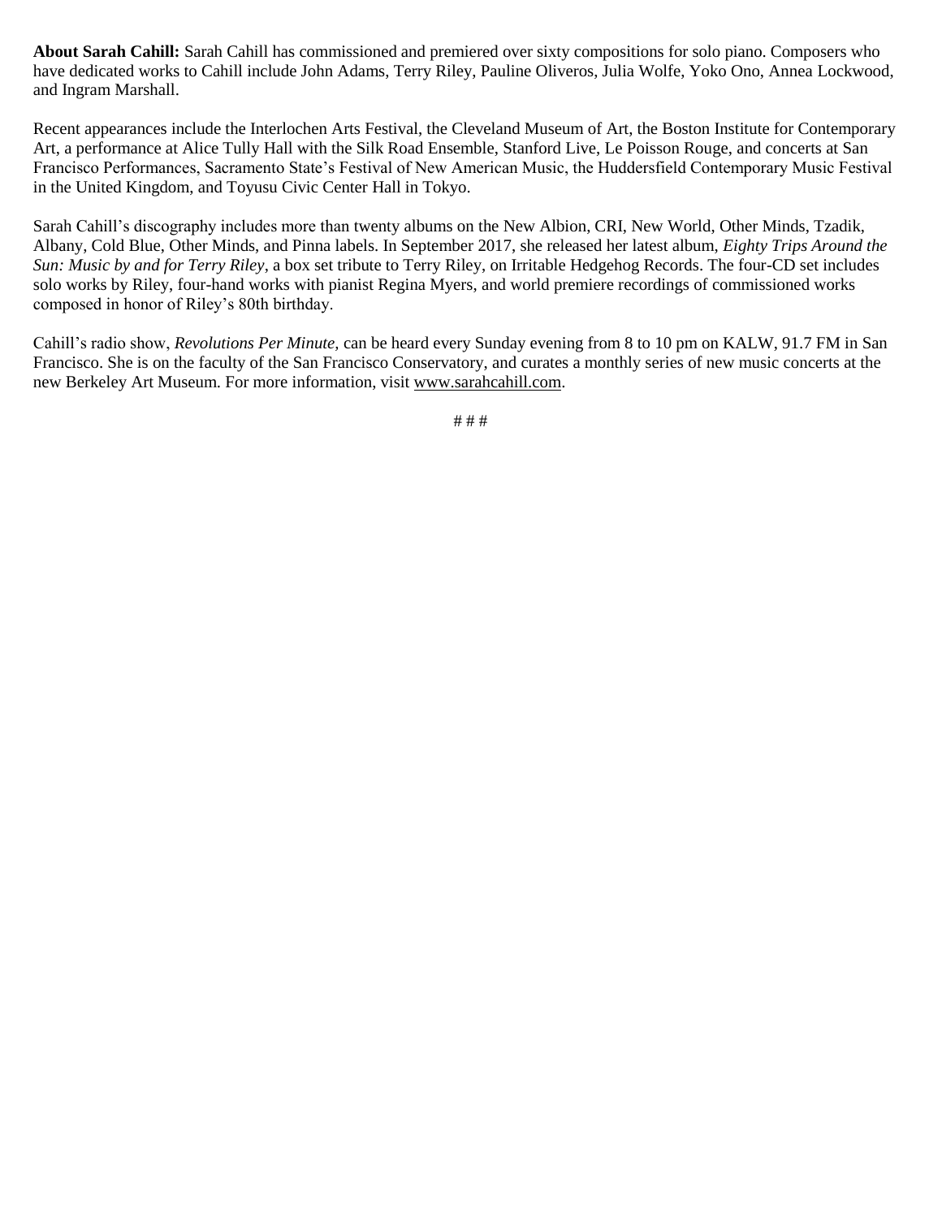**About Sarah Cahill:** Sarah Cahill has commissioned and premiered over sixty compositions for solo piano. Composers who have dedicated works to Cahill include John Adams, Terry Riley, Pauline Oliveros, Julia Wolfe, Yoko Ono, Annea Lockwood, and Ingram Marshall.

Recent appearances include the Interlochen Arts Festival, the Cleveland Museum of Art, the Boston Institute for Contemporary Art, a performance at Alice Tully Hall with the Silk Road Ensemble, Stanford Live, Le Poisson Rouge, and concerts at San Francisco Performances, Sacramento State's Festival of New American Music, the Huddersfield Contemporary Music Festival in the United Kingdom, and Toyusu Civic Center Hall in Tokyo.

Sarah Cahill's discography includes more than twenty albums on the New Albion, CRI, New World, Other Minds, Tzadik, Albany, Cold Blue, Other Minds, and Pinna labels. In September 2017, she released her latest album, *Eighty Trips Around the Sun: Music by and for Terry Riley*, a box set tribute to Terry Riley, on Irritable Hedgehog Records. The four-CD set includes solo works by Riley, four-hand works with pianist Regina Myers, and world premiere recordings of commissioned works composed in honor of Riley's 80th birthday.

Cahill's radio show, *Revolutions Per Minute,* can be heard every Sunday evening from 8 to 10 pm on KALW, 91.7 FM in San Francisco. She is on the faculty of the San Francisco Conservatory, and curates a monthly series of new music concerts at the new Berkeley Art Museum. For more information, visit www.sarahcahill.com.

# # #